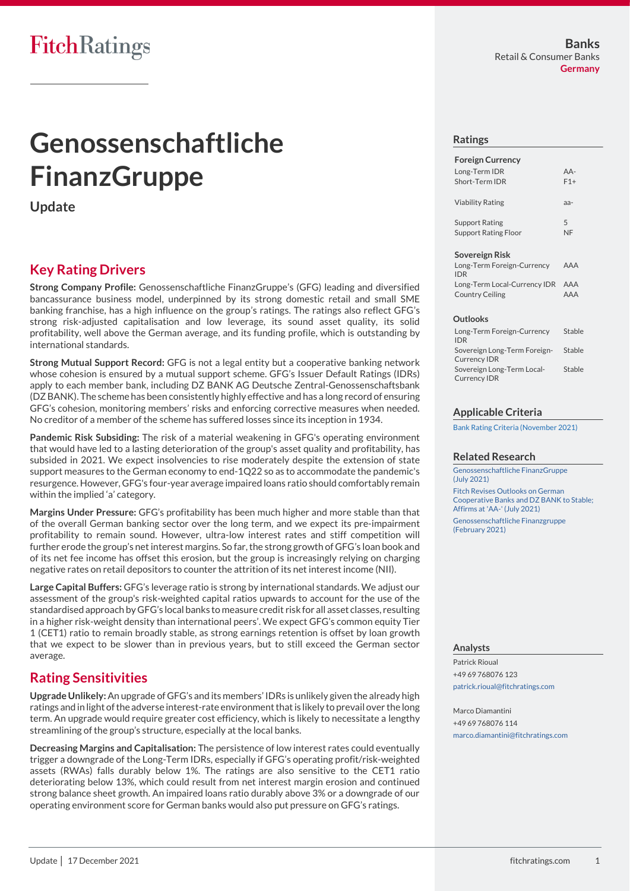FitchRatings

**Banks**
Retail & Consumer Banks
**Germany**

# Genossenschaftliche FinanzGruppe

## Update

## Key Rating Drivers

**Strong Company Profile:** Genossenschaftliche FinanzGruppe's (GFG) leading and diversified bancassurance business model, underpinned by its strong domestic retail and small SME banking franchise, has a high influence on the group's ratings. The ratings also reflect GFG's strong risk-adjusted capitalisation and low leverage, its sound asset quality, its solid profitability, well above the German average, and its funding profile, which is outstanding by international standards.

**Strong Mutual Support Record:** GFG is not a legal entity but a cooperative banking network whose cohesion is ensured by a mutual support scheme. GFG's Issuer Default Ratings (IDRs) apply to each member bank, including DZ BANK AG Deutsche Zentral-Genossenschaftsbank (DZ BANK). The scheme has been consistently highly effective and has a long record of ensuring GFG's cohesion, monitoring members' risks and enforcing corrective measures when needed. No creditor of a member of the scheme has suffered losses since its inception in 1934.

**Pandemic Risk Subsiding:** The risk of a material weakening in GFG's operating environment that would have led to a lasting deterioration of the group's asset quality and profitability, has subsided in 2021. We expect insolvencies to rise moderately despite the extension of state support measures to the German economy to end-1Q22 so as to accommodate the pandemic's resurgence. However, GFG's four-year average impaired loans ratio should comfortably remain within the implied 'a' category.

**Margins Under Pressure:** GFG's profitability has been much higher and more stable than that of the overall German banking sector over the long term, and we expect its pre-impairment profitability to remain sound. However, ultra-low interest rates and stiff competition will further erode the group's net interest margins. So far, the strong growth of GFG's loan book and of its net fee income has offset this erosion, but the group is increasingly relying on charging negative rates on retail depositors to counter the attrition of its net interest income (NII).

**Large Capital Buffers:** GFG's leverage ratio is strong by international standards. We adjust our assessment of the group's risk-weighted capital ratios upwards to account for the use of the standardised approach by GFG's local banks to measure credit risk for all asset classes, resulting in a higher risk-weight density than international peers'. We expect GFG's common equity Tier 1 (CET1) ratio to remain broadly stable, as strong earnings retention is offset by loan growth that we expect to be slower than in previous years, but to still exceed the German sector average.

## Rating Sensitivities

**Upgrade Unlikely:** An upgrade of GFG's and its members' IDRs is unlikely given the already high ratings and in light of the adverse interest-rate environment that is likely to prevail over the long term. An upgrade would require greater cost efficiency, which is likely to necessitate a lengthy streamlining of the group's structure, especially at the local banks.

**Decreasing Margins and Capitalisation:** The persistence of low interest rates could eventually trigger a downgrade of the Long-Term IDRs, especially if GFG's operating profit/risk-weighted assets (RWAs) falls durably below 1%. The ratings are also sensitive to the CET1 ratio deteriorating below 13%, which could result from net interest margin erosion and continued strong balance sheet growth. An impaired loans ratio durably above 3% or a downgrade of our operating environment score for German banks would also put pressure on GFG's ratings.

### Ratings

| Foreign Currency | |
|---|---|
| Long-Term IDR | AA- |
| Short-Term IDR | F1+ |
| | |
| Viability Rating | aa- |
| | |
| Support Rating | 5 |
| Support Rating Floor | NF |

| Sovereign Risk | |
|---|---|
| Long-Term Foreign-Currency IDR | AAA |
| Long-Term Local-Currency IDR | AAA |
| Country Ceiling | AAA |

| Outlooks | |
|---|---|
| Long-Term Foreign-Currency IDR | Stable |
| Sovereign Long-Term Foreign-Currency IDR | Stable |
| Sovereign Long-Term Local-Currency IDR | Stable |

### Applicable Criteria

Bank Rating Criteria (November 2021)

### Related Research

Genossenschaftliche FinanzGruppe (July 2021)

Fitch Revises Outlooks on German Cooperative Banks and DZ BANK to Stable; Affirms at 'AA-' (July 2021)

Genossenschaftliche Finanzgruppe (February 2021)

### Analysts

Patrick Rioual
+49 69 768076 123
patrick.rioual@fitchratings.com

Marco Diamantini
+49 69 768076 114
marco.diamantini@fitchratings.com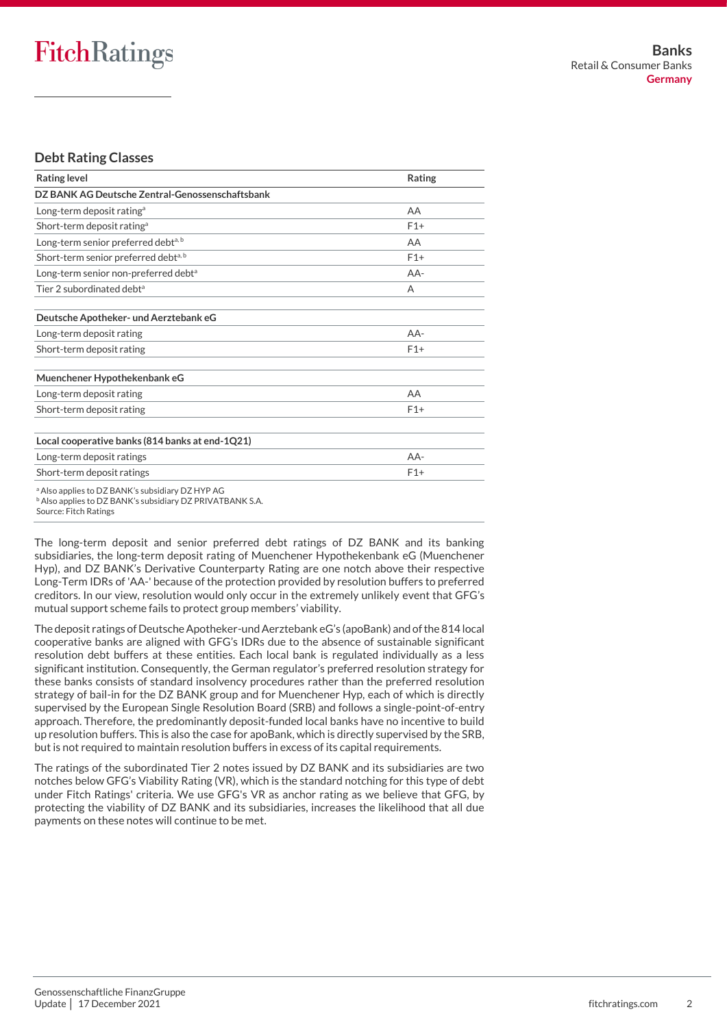## Debt Rating Classes

| Rating level | Rating |
| --- | --- |
| **DZ BANK AG Deutsche Zentral-Genossenschaftsbank** | |
| Long-term deposit rating[a] | AA |
| Short-term deposit rating[a] | F1+ |
| Long-term senior preferred debt[a, b] | AA |
| Short-term senior preferred debt[a, b] | F1+ |
| Long-term senior non-preferred debt[a] | AA- |
| Tier 2 subordinated debt[a] | A |
| | |
| **Deutsche Apotheker- und Aerztebank eG** | |
| Long-term deposit rating | AA- |
| Short-term deposit rating | F1+ |
| | |
| **Muenchener Hypothekenbank eG** | |
| Long-term deposit rating | AA |
| Short-term deposit rating | F1+ |
| | |
| **Local cooperative banks (814 banks at end-1Q21)** | |
| Long-term deposit ratings | AA- |
| Short-term deposit ratings | F1+ |

[a] Also applies to DZ BANK's subsidiary DZ HYP AG
[b] Also applies to DZ BANK's subsidiary DZ PRIVATBANK S.A.
Source: Fitch Ratings

The long-term deposit and senior preferred debt ratings of DZ BANK and its banking subsidiaries, the long-term deposit rating of Muenchener Hypothekenbank eG (Muenchener Hyp), and DZ BANK's Derivative Counterparty Rating are one notch above their respective Long-Term IDRs of 'AA-' because of the protection provided by resolution buffers to preferred creditors. In our view, resolution would only occur in the extremely unlikely event that GFG's mutual support scheme fails to protect group members' viability.

The deposit ratings of Deutsche Apotheker-und Aerztebank eG's (apoBank) and of the 814 local cooperative banks are aligned with GFG's IDRs due to the absence of sustainable significant resolution debt buffers at these entities. Each local bank is regulated individually as a less significant institution. Consequently, the German regulator's preferred resolution strategy for these banks consists of standard insolvency procedures rather than the preferred resolution strategy of bail-in for the DZ BANK group and for Muenchener Hyp, each of which is directly supervised by the European Single Resolution Board (SRB) and follows a single-point-of-entry approach. Therefore, the predominantly deposit-funded local banks have no incentive to build up resolution buffers. This is also the case for apoBank, which is directly supervised by the SRB, but is not required to maintain resolution buffers in excess of its capital requirements.

The ratings of the subordinated Tier 2 notes issued by DZ BANK and its subsidiaries are two notches below GFG's Viability Rating (VR), which is the standard notching for this type of debt under Fitch Ratings' criteria. We use GFG's VR as anchor rating as we believe that GFG, by protecting the viability of DZ BANK and its subsidiaries, increases the likelihood that all due payments on these notes will continue to be met.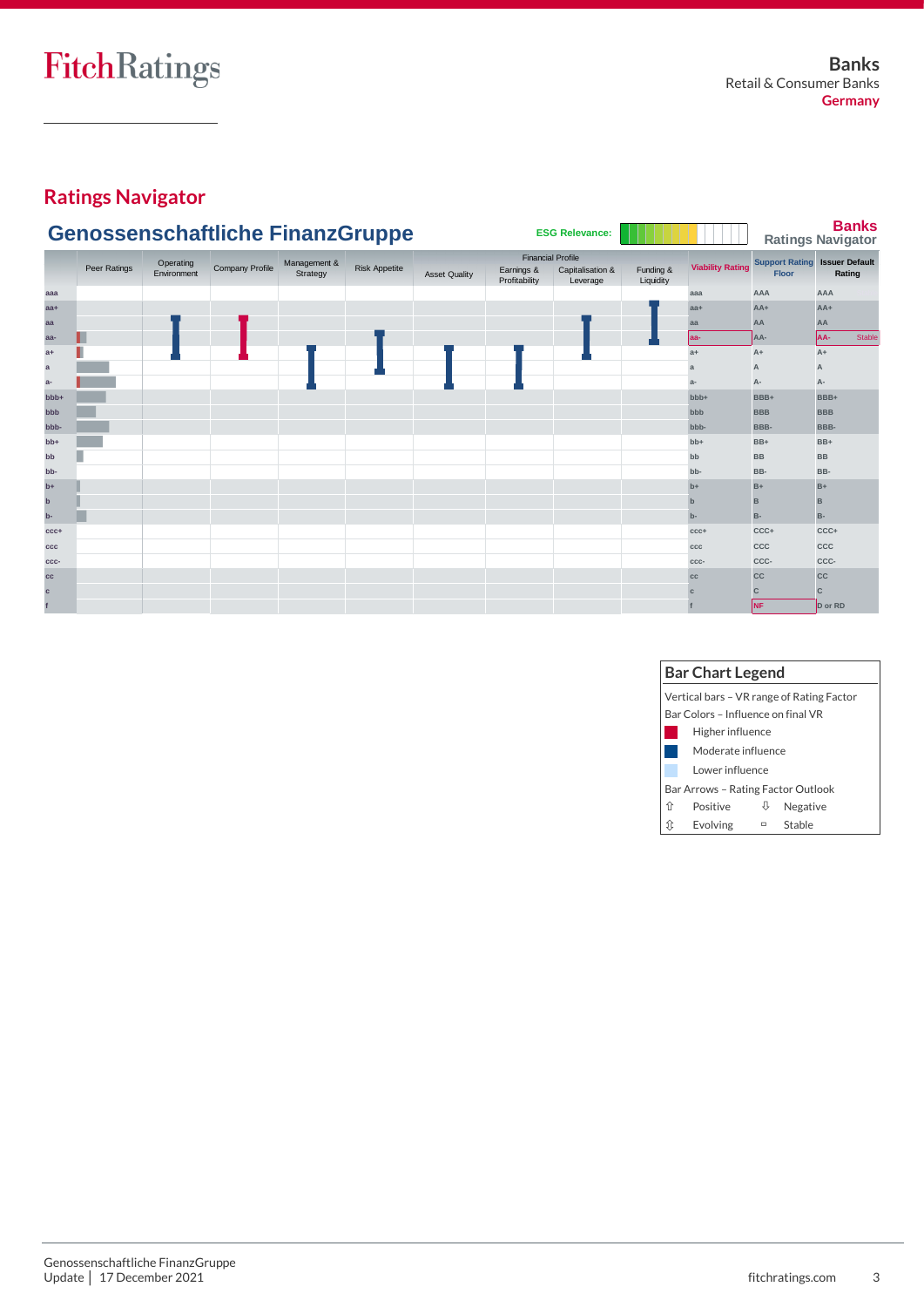**Banks**
Retail & Consumer Banks
**Germany**

## Ratings Navigator

### Genossenschaftliche FinanzGruppe

ESG Relevance:

**Banks** Ratings Navigator

| | Peer Ratings | Operating Environment | Company Profile | Management & Strategy | Risk Appetite | Financial Profile: Asset Quality | Financial Profile: Earnings & Profitability | Financial Profile: Capitalisation & Leverage | Financial Profile: Funding & Liquidity | Viability Rating | Support Rating Floor | Issuer Default Rating |
|---|---|---|---|---|---|---|---|---|---|---|---|---|
| aaa | | | | | | | | | | aaa | AAA | AAA |
| aa+ | | | | | | | | | | aa+ | AA+ | AA+ |
| aa | | | | | | | | | | aa | AA | AA |
| aa- | | | | | | | | | | aa- | AA- | AA- Stable |
| a+ | | | | | | | | | | a+ | A+ | A+ |
| a | | | | | | | | | | a | A | A |
| a- | | | | | | | | | | a- | A- | A- |
| bbb+ | | | | | | | | | | bbb+ | BBB+ | BBB+ |
| bbb | | | | | | | | | | bbb | BBB | BBB |
| bbb- | | | | | | | | | | bbb- | BBB- | BBB- |
| bb+ | | | | | | | | | | bb+ | BB+ | BB+ |
| bb | | | | | | | | | | bb | BB | BB |
| bb- | | | | | | | | | | bb- | BB- | BB- |
| b+ | | | | | | | | | | b+ | B+ | B+ |
| b | | | | | | | | | | b | B | B |
| b- | | | | | | | | | | b- | B- | B- |
| ccc+ | | | | | | | | | | ccc+ | CCC+ | CCC+ |
| ccc | | | | | | | | | | ccc | CCC | CCC |
| ccc- | | | | | | | | | | ccc- | CCC- | CCC- |
| cc | | | | | | | | | | cc | CC | CC |
| c | | | | | | | | | | c | C | C |
| f | | | | | | | | | | f | NF | D or RD |

**Bar Chart Legend**

Vertical bars – VR range of Rating Factor

Bar Colors – Influence on final VR

- Higher influence
- Moderate influence
- Lower influence

Bar Arrows – Rating Factor Outlook

| ⇧ Positive | ⇩ Negative |
|---|---|
| ⇳ Evolving | ▭ Stable |

Genossenschaftliche FinanzGruppe
Update │ 17 December 2021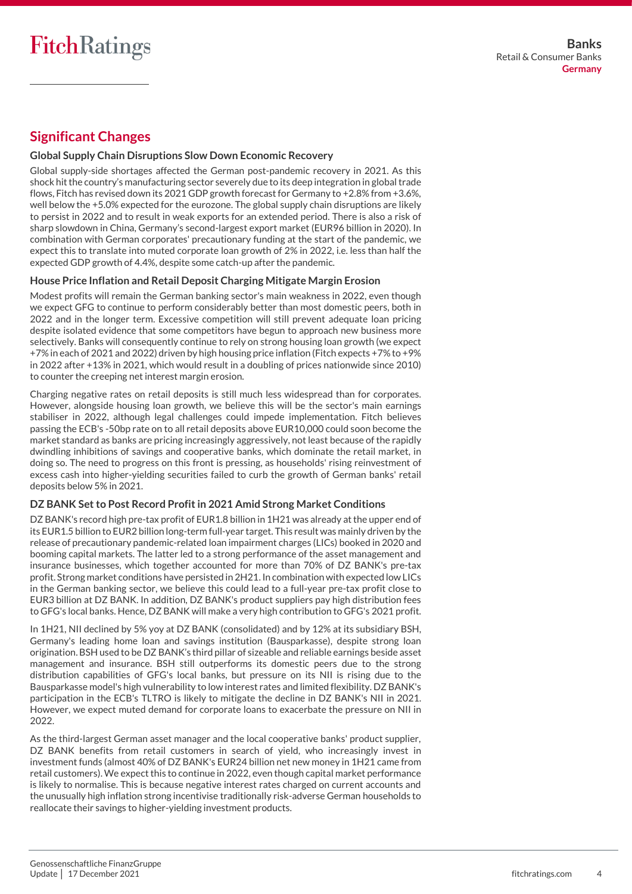## Significant Changes

### Global Supply Chain Disruptions Slow Down Economic Recovery

Global supply-side shortages affected the German post-pandemic recovery in 2021. As this shock hit the country's manufacturing sector severely due to its deep integration in global trade flows, Fitch has revised down its 2021 GDP growth forecast for Germany to +2.8% from +3.6%, well below the +5.0% expected for the eurozone. The global supply chain disruptions are likely to persist in 2022 and to result in weak exports for an extended period. There is also a risk of sharp slowdown in China, Germany's second-largest export market (EUR96 billion in 2020). In combination with German corporates' precautionary funding at the start of the pandemic, we expect this to translate into muted corporate loan growth of 2% in 2022, i.e. less than half the expected GDP growth of 4.4%, despite some catch-up after the pandemic.

### House Price Inflation and Retail Deposit Charging Mitigate Margin Erosion

Modest profits will remain the German banking sector's main weakness in 2022, even though we expect GFG to continue to perform considerably better than most domestic peers, both in 2022 and in the longer term. Excessive competition will still prevent adequate loan pricing despite isolated evidence that some competitors have begun to approach new business more selectively. Banks will consequently continue to rely on strong housing loan growth (we expect +7% in each of 2021 and 2022) driven by high housing price inflation (Fitch expects +7% to +9% in 2022 after +13% in 2021, which would result in a doubling of prices nationwide since 2010) to counter the creeping net interest margin erosion.

Charging negative rates on retail deposits is still much less widespread than for corporates. However, alongside housing loan growth, we believe this will be the sector's main earnings stabiliser in 2022, although legal challenges could impede implementation. Fitch believes passing the ECB's -50bp rate on to all retail deposits above EUR10,000 could soon become the market standard as banks are pricing increasingly aggressively, not least because of the rapidly dwindling inhibitions of savings and cooperative banks, which dominate the retail market, in doing so. The need to progress on this front is pressing, as households' rising reinvestment of excess cash into higher-yielding securities failed to curb the growth of German banks' retail deposits below 5% in 2021.

### DZ BANK Set to Post Record Profit in 2021 Amid Strong Market Conditions

DZ BANK's record high pre-tax profit of EUR1.8 billion in 1H21 was already at the upper end of its EUR1.5 billion to EUR2 billion long-term full-year target. This result was mainly driven by the release of precautionary pandemic-related loan impairment charges (LICs) booked in 2020 and booming capital markets. The latter led to a strong performance of the asset management and insurance businesses, which together accounted for more than 70% of DZ BANK's pre-tax profit. Strong market conditions have persisted in 2H21. In combination with expected low LICs in the German banking sector, we believe this could lead to a full-year pre-tax profit close to EUR3 billion at DZ BANK. In addition, DZ BANK's product suppliers pay high distribution fees to GFG's local banks. Hence, DZ BANK will make a very high contribution to GFG's 2021 profit.

In 1H21, NII declined by 5% yoy at DZ BANK (consolidated) and by 12% at its subsidiary BSH, Germany's leading home loan and savings institution (Bausparkasse), despite strong loan origination. BSH used to be DZ BANK's third pillar of sizeable and reliable earnings beside asset management and insurance. BSH still outperforms its domestic peers due to the strong distribution capabilities of GFG's local banks, but pressure on its NII is rising due to the Bausparkasse model's high vulnerability to low interest rates and limited flexibility. DZ BANK's participation in the ECB's TLTRO is likely to mitigate the decline in DZ BANK's NII in 2021. However, we expect muted demand for corporate loans to exacerbate the pressure on NII in 2022.

As the third-largest German asset manager and the local cooperative banks' product supplier, DZ BANK benefits from retail customers in search of yield, who increasingly invest in investment funds (almost 40% of DZ BANK's EUR24 billion net new money in 1H21 came from retail customers). We expect this to continue in 2022, even though capital market performance is likely to normalise. This is because negative interest rates charged on current accounts and the unusually high inflation strong incentivise traditionally risk-adverse German households to reallocate their savings to higher-yielding investment products.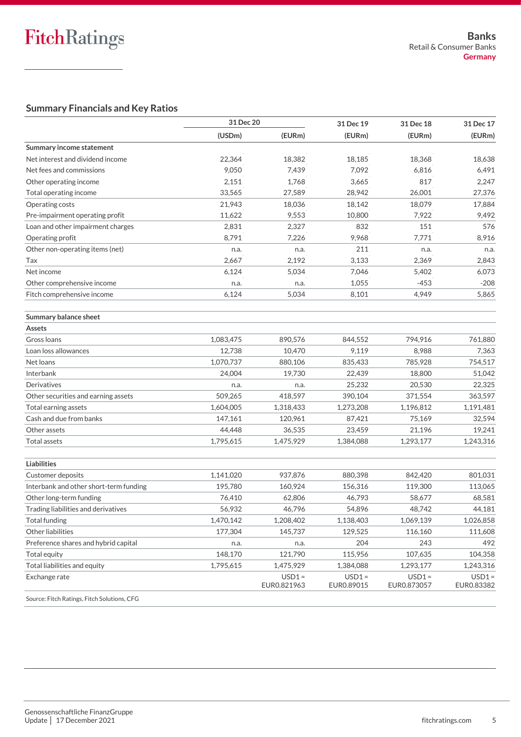## Summary Financials and Key Ratios

| | 31 Dec 20 | | 31 Dec 19 | 31 Dec 18 | 31 Dec 17 |
|---|---|---|---|---|---|
| | (USDm) | (EURm) | (EURm) | (EURm) | (EURm) |
| **Summary income statement** | | | | | |
| Net interest and dividend income | 22,364 | 18,382 | 18,185 | 18,368 | 18,638 |
| Net fees and commissions | 9,050 | 7,439 | 7,092 | 6,816 | 6,491 |
| Other operating income | 2,151 | 1,768 | 3,665 | 817 | 2,247 |
| Total operating income | 33,565 | 27,589 | 28,942 | 26,001 | 27,376 |
| Operating costs | 21,943 | 18,036 | 18,142 | 18,079 | 17,884 |
| Pre-impairment operating profit | 11,622 | 9,553 | 10,800 | 7,922 | 9,492 |
| Loan and other impairment charges | 2,831 | 2,327 | 832 | 151 | 576 |
| Operating profit | 8,791 | 7,226 | 9,968 | 7,771 | 8,916 |
| Other non-operating items (net) | n.a. | n.a. | 211 | n.a. | n.a. |
| Tax | 2,667 | 2,192 | 3,133 | 2,369 | 2,843 |
| Net income | 6,124 | 5,034 | 7,046 | 5,402 | 6,073 |
| Other comprehensive income | n.a. | n.a. | 1,055 | -453 | -208 |
| Fitch comprehensive income | 6,124 | 5,034 | 8,101 | 4,949 | 5,865 |
| | | | | | |
| **Summary balance sheet** | | | | | |
| **Assets** | | | | | |
| Gross loans | 1,083,475 | 890,576 | 844,552 | 794,916 | 761,880 |
| Loan loss allowances | 12,738 | 10,470 | 9,119 | 8,988 | 7,363 |
| Net loans | 1,070,737 | 880,106 | 835,433 | 785,928 | 754,517 |
| Interbank | 24,004 | 19,730 | 22,439 | 18,800 | 51,042 |
| Derivatives | n.a. | n.a. | 25,232 | 20,530 | 22,325 |
| Other securities and earning assets | 509,265 | 418,597 | 390,104 | 371,554 | 363,597 |
| Total earning assets | 1,604,005 | 1,318,433 | 1,273,208 | 1,196,812 | 1,191,481 |
| Cash and due from banks | 147,161 | 120,961 | 87,421 | 75,169 | 32,594 |
| Other assets | 44,448 | 36,535 | 23,459 | 21,196 | 19,241 |
| Total assets | 1,795,615 | 1,475,929 | 1,384,088 | 1,293,177 | 1,243,316 |
| | | | | | |
| **Liabilities** | | | | | |
| Customer deposits | 1,141,020 | 937,876 | 880,398 | 842,420 | 801,031 |
| Interbank and other short-term funding | 195,780 | 160,924 | 156,316 | 119,300 | 113,065 |
| Other long-term funding | 76,410 | 62,806 | 46,793 | 58,677 | 68,581 |
| Trading liabilities and derivatives | 56,932 | 46,796 | 54,896 | 48,742 | 44,181 |
| Total funding | 1,470,142 | 1,208,402 | 1,138,403 | 1,069,139 | 1,026,858 |
| Other liabilities | 177,304 | 145,737 | 129,525 | 116,160 | 111,608 |
| Preference shares and hybrid capital | n.a. | n.a. | 204 | 243 | 492 |
| Total equity | 148,170 | 121,790 | 115,956 | 107,635 | 104,358 |
| Total liabilities and equity | 1,795,615 | 1,475,929 | 1,384,088 | 1,293,177 | 1,243,316 |
| Exchange rate | | USD1 = EUR0.821963 | USD1 = EUR0.89015 | USD1 = EUR0.873057 | USD1 = EUR0.83382 |

Source: Fitch Ratings, Fitch Solutions, CFG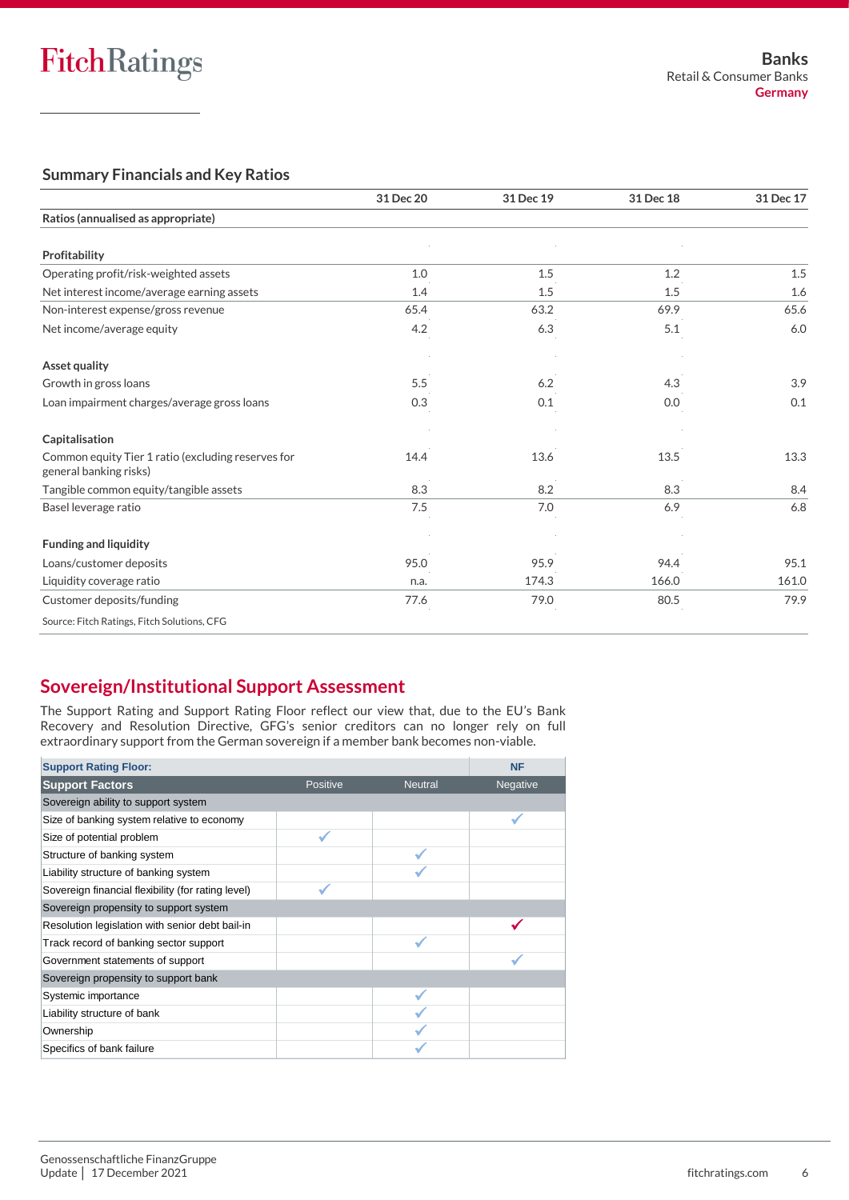## Summary Financials and Key Ratios

| | 31 Dec 20 | 31 Dec 19 | 31 Dec 18 | 31 Dec 17 |
|---|---|---|---|---|
| **Ratios (annualised as appropriate)** | | | | |
| **Profitability** | | | | |
| Operating profit/risk-weighted assets | 1.0 | 1.5 | 1.2 | 1.5 |
| Net interest income/average earning assets | 1.4 | 1.5 | 1.5 | 1.6 |
| Non-interest expense/gross revenue | 65.4 | 63.2 | 69.9 | 65.6 |
| Net income/average equity | 4.2 | 6.3 | 5.1 | 6.0 |
| **Asset quality** | | | | |
| Growth in gross loans | 5.5 | 6.2 | 4.3 | 3.9 |
| Loan impairment charges/average gross loans | 0.3 | 0.1 | 0.0 | 0.1 |
| **Capitalisation** | | | | |
| Common equity Tier 1 ratio (excluding reserves for general banking risks) | 14.4 | 13.6 | 13.5 | 13.3 |
| Tangible common equity/tangible assets | 8.3 | 8.2 | 8.3 | 8.4 |
| Basel leverage ratio | 7.5 | 7.0 | 6.9 | 6.8 |
| **Funding and liquidity** | | | | |
| Loans/customer deposits | 95.0 | 95.9 | 94.4 | 95.1 |
| Liquidity coverage ratio | n.a. | 174.3 | 166.0 | 161.0 |
| Customer deposits/funding | 77.6 | 79.0 | 80.5 | 79.9 |

Source: Fitch Ratings, Fitch Solutions, CFG

## Sovereign/Institutional Support Assessment

The Support Rating and Support Rating Floor reflect our view that, due to the EU's Bank Recovery and Resolution Directive, GFG's senior creditors can no longer rely on full extraordinary support from the German sovereign if a member bank becomes non-viable.

| **Support Rating Floor:** | | | NF |
|---|---|---|---|
| **Support Factors** | Positive | Neutral | Negative |
| Sovereign ability to support system | | | |
| Size of banking system relative to economy | | | ✓ |
| Size of potential problem | ✓ | | |
| Structure of banking system | | ✓ | |
| Liability structure of banking system | | ✓ | |
| Sovereign financial flexibility (for rating level) | ✓ | | |
| Sovereign propensity to support system | | | |
| Resolution legislation with senior debt bail-in | | | ✓ |
| Track record of banking sector support | | ✓ | |
| Government statements of support | | | ✓ |
| Sovereign propensity to support bank | | | |
| Systemic importance | | ✓ | |
| Liability structure of bank | | ✓ | |
| Ownership | | ✓ | |
| Specifics of bank failure | | ✓ | |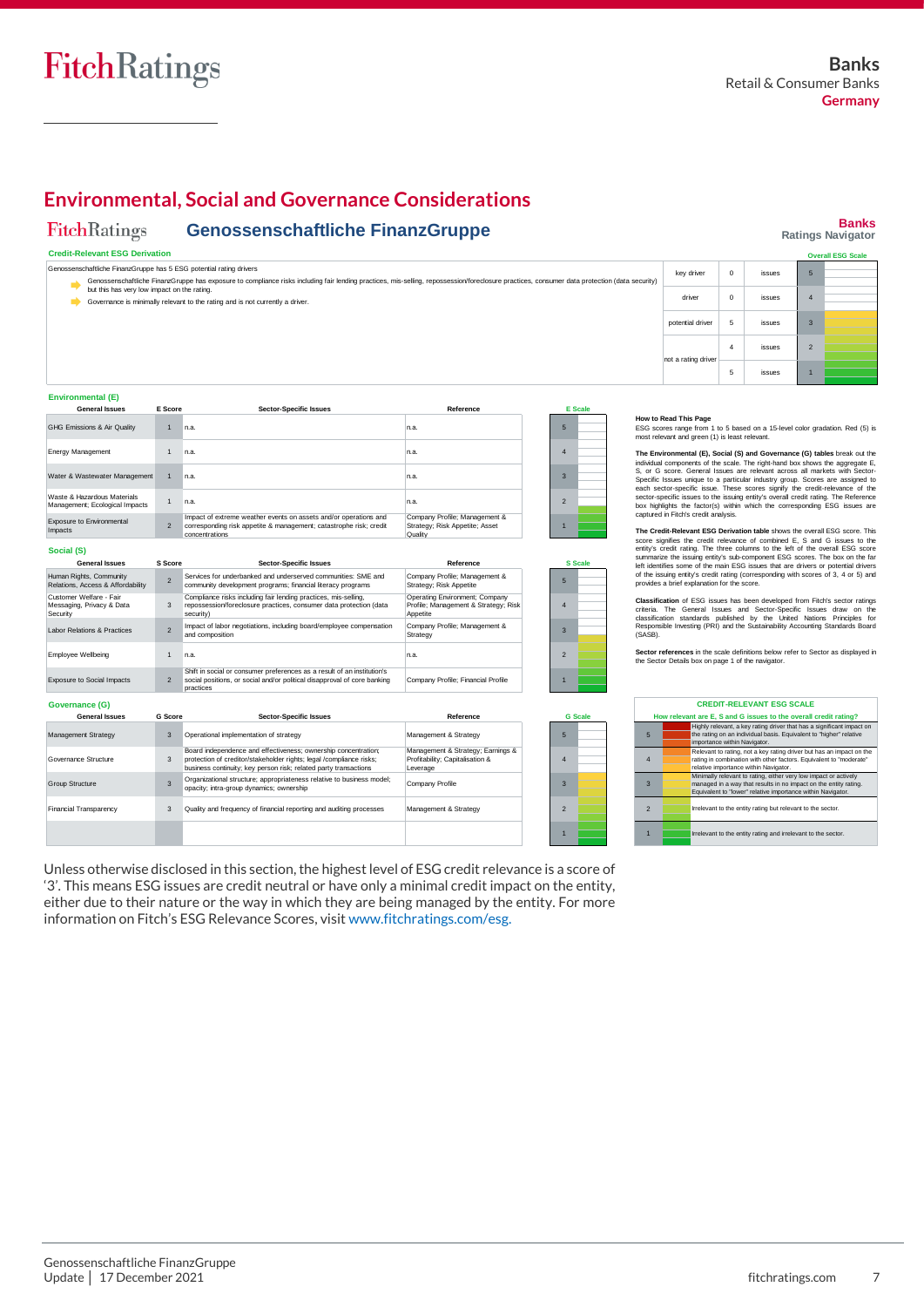## Environmental, Social and Governance Considerations

**Genossenschaftliche FinanzGruppe** — Banks Ratings Navigator

### Credit-Relevant ESG Derivation

Genossenschaftliche FinanzGruppe has 5 ESG potential rating drivers

- Genossenschaftliche FinanzGruppe has exposure to compliance risks including fair lending practices, mis-selling, repossession/foreclosure practices, consumer data protection (data security) but this has very low impact on the rating.
- Governance is minimally relevant to the rating and is not currently a driver.

| | | | Overall ESG Scale |
|---|---|---|---|
| key driver | 0 | issues | 5 |
| driver | 0 | issues | 4 |
| potential driver | 5 | issues | 3 |
| not a rating driver | 4 | issues | 2 |
| | 5 | issues | 1 |

### Environmental (E)

| General Issues | E Score | Sector-Specific Issues | Reference |
|---|---|---|---|
| GHG Emissions & Air Quality | 1 | n.a. | n.a. |
| Energy Management | 1 | n.a. | n.a. |
| Water & Wastewater Management | 1 | n.a. | n.a. |
| Waste & Hazardous Materials Management; Ecological Impacts | 1 | n.a. | n.a. |
| Exposure to Environmental Impacts | 2 | Impact of extreme weather events on assets and/or operations and corresponding risk appetite & management; catastrophe risk; credit concentrations | Company Profile; Management & Strategy; Risk Appetite; Asset Quality |

### Social (S)

| General Issues | S Score | Sector-Specific Issues | Reference |
|---|---|---|---|
| Human Rights, Community Relations, Access & Affordability | 2 | Services for underbanked and underserved communities: SME and community development programs; financial literacy programs | Company Profile; Management & Strategy; Risk Appetite |
| Customer Welfare - Fair Messaging, Privacy & Data Security | 3 | Compliance risks including fair lending practices, mis-selling, repossession/foreclosure practices, consumer data protection (data security) | Operating Environment; Company Profile; Management & Strategy; Risk Appetite |
| Labor Relations & Practices | 2 | Impact of labor negotiations, including board/employee compensation and composition | Company Profile; Management & Strategy |
| Employee Wellbeing | 1 | n.a. | n.a. |
| Exposure to Social Impacts | 2 | Shift in social or consumer preferences as a result of an institution's social positions, or social and/or political disapproval of core banking practices | Company Profile; Financial Profile |

### Governance (G)

| General Issues | G Score | Sector-Specific Issues | Reference |
|---|---|---|---|
| Management Strategy | 3 | Operational implementation of strategy | Management & Strategy |
| Governance Structure | 3 | Board independence and effectiveness; ownership concentration; protection of creditor/stakeholder rights; legal /compliance risks; business continuity; key person risk; related party transactions | Management & Strategy; Earnings & Profitability; Capitalisation & Leverage |
| Group Structure | 3 | Organizational structure; appropriateness relative to business model; opacity; intra-group dynamics; ownership | Company Profile |
| Financial Transparency | 3 | Quality and frequency of financial reporting and auditing processes | Management & Strategy |

**How to Read This Page**
ESG scores range from 1 to 5 based on a 15-level color gradation. Red (5) is most relevant and green (1) is least relevant.

**The Environmental (E), Social (S) and Governance (G) tables** break out the individual components of the scale. The right-hand box shows the aggregate E, S, or G score. General Issues are relevant across all markets with Sector-Specific Issues unique to a particular industry group. Scores are assigned to each sector-specific issue. These scores signify the credit-relevance of the sector-specific issues to the issuing entity's overall credit rating. The Reference box highlights the factor(s) within which the corresponding ESG issues are captured in Fitch's credit analysis.

**The Credit-Relevant ESG Derivation table** shows the overall ESG score. This score signifies the credit relevance of combined E, S and G issues to the entity's credit rating. The three columns to the left of the overall ESG score summarize the issuing entity's sub-component ESG scores. The box on the far left identifies some of the main ESG issues that are drivers or potential drivers of the issuing entity's credit rating (corresponding with scores of 3, 4 or 5) and provides a brief explanation for the score.

**Classification** of ESG issues has been developed from Fitch's sector ratings criteria. The General Issues and Sector-Specific Issues draw on the classification standards published by the United Nations Principles for Responsible Investing (PRI) and the Sustainability Accounting Standards Board (SASB).

**Sector references** in the scale definitions below refer to Sector as displayed in the Sector Details box on page 1 of the navigator.

**CREDIT-RELEVANT ESG SCALE**

How relevant are E, S and G issues to the overall credit rating?

| Score | Description |
|---|---|
| 5 | Highly relevant, a key rating driver that has a significant impact on the rating on an individual basis. Equivalent to "higher" relative importance within Navigator. |
| 4 | Relevant to rating, not a key rating driver but has an impact on the rating in combination with other factors. Equivalent to "moderate" relative importance within Navigator. |
| 3 | Minimally relevant to rating, either very low impact or actively managed in a way that results in no impact on the entity rating. Equivalent to "lower" relative importance within Navigator. |
| 2 | Irrelevant to the entity rating but relevant to the sector. |
| 1 | Irrelevant to the entity rating and irrelevant to the sector. |

Unless otherwise disclosed in this section, the highest level of ESG credit relevance is a score of '3'. This means ESG issues are credit neutral or have only a minimal credit impact on the entity, either due to their nature or the way in which they are being managed by the entity. For more information on Fitch's ESG Relevance Scores, visit www.fitchratings.com/esg.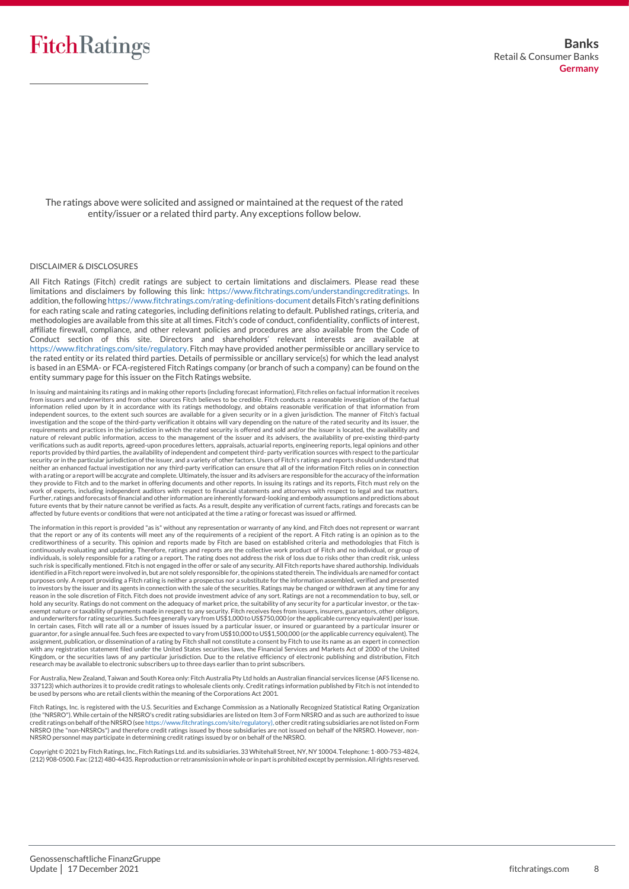The ratings above were solicited and assigned or maintained at the request of the rated entity/issuer or a related third party. Any exceptions follow below.

DISCLAIMER & DISCLOSURES

All Fitch Ratings (Fitch) credit ratings are subject to certain limitations and disclaimers. Please read these limitations and disclaimers by following this link: https://www.fitchratings.com/understandingcreditratings. In addition, the following https://www.fitchratings.com/rating-definitions-document details Fitch's rating definitions for each rating scale and rating categories, including definitions relating to default. Published ratings, criteria, and methodologies are available from this site at all times. Fitch's code of conduct, confidentiality, conflicts of interest, affiliate firewall, compliance, and other relevant policies and procedures are also available from the Code of Conduct section of this site. Directors and shareholders' relevant interests are available at https://www.fitchratings.com/site/regulatory. Fitch may have provided another permissible or ancillary service to the rated entity or its related third parties. Details of permissible or ancillary service(s) for which the lead analyst is based in an ESMA- or FCA-registered Fitch Ratings company (or branch of such a company) can be found on the entity summary page for this issuer on the Fitch Ratings website.

In issuing and maintaining its ratings and in making other reports (including forecast information), Fitch relies on factual information it receives from issuers and underwriters and from other sources Fitch believes to be credible. Fitch conducts a reasonable investigation of the factual information relied upon by it in accordance with its ratings methodology, and obtains reasonable verification of that information from independent sources, to the extent such sources are available for a given security or in a given jurisdiction. The manner of Fitch's factual investigation and the scope of the third-party verification it obtains will vary depending on the nature of the rated security and its issuer, the requirements and practices in the jurisdiction in which the rated security is offered and sold and/or the issuer is located, the availability and nature of relevant public information, access to the management of the issuer and its advisers, the availability of pre-existing third-party verifications such as audit reports, agreed-upon procedures letters, appraisals, actuarial reports, engineering reports, legal opinions and other reports provided by third parties, the availability of independent and competent third- party verification sources with respect to the particular security or in the particular jurisdiction of the issuer, and a variety of other factors. Users of Fitch's ratings and reports should understand that neither an enhanced factual investigation nor any third-party verification can ensure that all of the information Fitch relies on in connection with a rating or a report will be accurate and complete. Ultimately, the issuer and its advisers are responsible for the accuracy of the information they provide to Fitch and to the market in offering documents and other reports. In issuing its ratings and its reports, Fitch must rely on the work of experts, including independent auditors with respect to financial statements and attorneys with respect to legal and tax matters. Further, ratings and forecasts of financial and other information are inherently forward-looking and embody assumptions and predictions about future events that by their nature cannot be verified as facts. As a result, despite any verification of current facts, ratings and forecasts can be affected by future events or conditions that were not anticipated at the time a rating or forecast was issued or affirmed.

The information in this report is provided "as is" without any representation or warranty of any kind, and Fitch does not represent or warrant that the report or any of its contents will meet any of the requirements of a recipient of the report. A Fitch rating is an opinion as to the creditworthiness of a security. This opinion and reports made by Fitch are based on established criteria and methodologies that Fitch is continuously evaluating and updating. Therefore, ratings and reports are the collective work product of Fitch and no individual, or group of individuals, is solely responsible for a rating or a report. The rating does not address the risk of loss due to risks other than credit risk, unless such risk is specifically mentioned. Fitch is not engaged in the offer or sale of any security. All Fitch reports have shared authorship. Individuals identified in a Fitch report were involved in, but are not solely responsible for, the opinions stated therein. The individuals are named for contact purposes only. A report providing a Fitch rating is neither a prospectus nor a substitute for the information assembled, verified and presented to investors by the issuer and its agents in connection with the sale of the securities. Ratings may be changed or withdrawn at any time for any reason in the sole discretion of Fitch. Fitch does not provide investment advice of any sort. Ratings are not a recommendation to buy, sell, or hold any security. Ratings do not comment on the adequacy of market price, the suitability of any security for a particular investor, or the tax-exempt nature or taxability of payments made in respect to any security. Fitch receives fees from issuers, insurers, guarantors, other obligors, and underwriters for rating securities. Such fees generally vary from US$1,000 to US$750,000 (or the applicable currency equivalent) per issue. In certain cases, Fitch will rate all or a number of issues issued by a particular issuer, or insured or guaranteed by a particular insurer or guarantor, for a single annual fee. Such fees are expected to vary from US$10,000 to US$1,500,000 (or the applicable currency equivalent). The assignment, publication, or dissemination of a rating by Fitch shall not constitute a consent by Fitch to use its name as an expert in connection with any registration statement filed under the United States securities laws, the Financial Services and Markets Act of 2000 of the United Kingdom, or the securities laws of any particular jurisdiction. Due to the relative efficiency of electronic publishing and distribution, Fitch research may be available to electronic subscribers up to three days earlier than to print subscribers.

For Australia, New Zealand, Taiwan and South Korea only: Fitch Australia Pty Ltd holds an Australian financial services license (AFS license no. 337123) which authorizes it to provide credit ratings to wholesale clients only. Credit ratings information published by Fitch is not intended to be used by persons who are retail clients within the meaning of the Corporations Act 2001.

Fitch Ratings, Inc. is registered with the U.S. Securities and Exchange Commission as a Nationally Recognized Statistical Rating Organization (the "NRSRO"). While certain of the NRSRO's credit rating subsidiaries are listed on Item 3 of Form NRSRO and as such are authorized to issue credit ratings on behalf of the NRSRO (see https://www.fitchratings.com/site/regulatory), other credit rating subsidiaries are not listed on Form NRSRO (the "non-NRSROs") and therefore credit ratings issued by those subsidiaries are not issued on behalf of the NRSRO. However, non-NRSRO personnel may participate in determining credit ratings issued by or on behalf of the NRSRO.

Copyright © 2021 by Fitch Ratings, Inc., Fitch Ratings Ltd. and its subsidiaries. 33 Whitehall Street, NY, NY 10004. Telephone: 1-800-753-4824, (212) 908-0500. Fax: (212) 480-4435. Reproduction or retransmission in whole or in part is prohibited except by permission. All rights reserved.